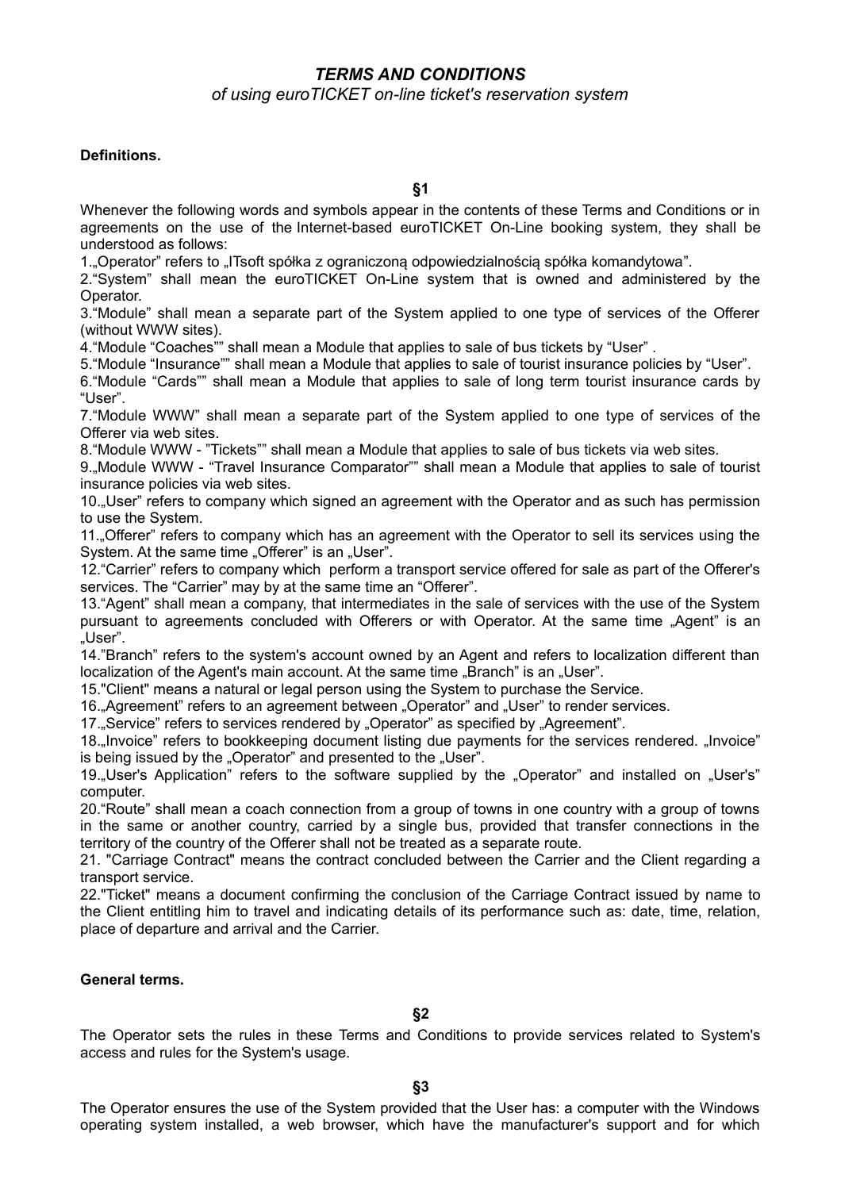# *TERMS AND CONDITIONS*

*of using euroTICKET on-line ticket's reservation system*

**Definitions.**

**§1**

Whenever the following words and symbols appear in the contents of these Terms and Conditions or in agreements on the use of the Internet-based euroTICKET On-Line booking system, they shall be understood as follows:

1.„Operator" refers to „ITsoft spółka z ograniczoną odpowiedzialnością spółka komandytowa".

2.“System” shall mean the euroTICKET On-Line system that is owned and administered by the Operator.

3.“Module” shall mean a separate part of the System applied to one type of services of the Offerer (without WWW sites).

4.“Module “Coaches”” shall mean a Module that applies to sale of bus tickets by “User” .

5.“Module “Insurance”” shall mean a Module that applies to sale of tourist insurance policies by “User”.

6.“Module “Cards”” shall mean a Module that applies to sale of long term tourist insurance cards by “User”.

7.“Module WWW” shall mean a separate part of the System applied to one type of services of the Offerer via web sites.

8.“Module WWW - ”Tickets”” shall mean a Module that applies to sale of bus tickets via web sites.

9.„Module WWW - “Travel Insurance Comparator”” shall mean a Module that applies to sale of tourist insurance policies via web sites.

10.„User" refers to company which signed an agreement with the Operator and as such has permission to use the System.

11.„Offerer" refers to company which has an agreement with the Operator to sell its services using the System. At the same time „Offerer" is an „User".

12.“Carrier” refers to company which perform a transport service offered for sale as part of the Offerer's services. The “Carrier” may by at the same time an “Offerer”.

13.“Agent” shall mean a company, that intermediates in the sale of services with the use of the System pursuant to agreements concluded with Offerers or with Operator. At the same time „Agent" is an „User".

14.”Branch” refers to the system's account owned by an Agent and refers to localization different than localization of the Agent's main account. At the same time „Branch" is an „User".

15."Client" means a natural or legal person using the System to purchase the Service.

16.„Agreement" refers to an agreement between „Operator" and „User" to render services.

17.„Service" refers to services rendered by „Operator" as specified by „Agreement".

18.„Invoice" refers to bookkeeping document listing due payments for the services rendered. „Invoice" is being issued by the „Operator" and presented to the „User".

19.„User's Application" refers to the software supplied by the „Operator" and installed on „User's" computer.

20.“Route” shall mean a coach connection from a group of towns in one country with a group of towns in the same or another country, carried by a single bus, provided that transfer connections in the territory of the country of the Offerer shall not be treated as a separate route.

21. "Carriage Contract" means the contract concluded between the Carrier and the Client regarding a transport service.

22."Ticket" means a document confirming the conclusion of the Carriage Contract issued by name to the Client entitling him to travel and indicating details of its performance such as: date, time, relation, place of departure and arrival and the Carrier.

**General terms.**

**§2**

The Operator sets the rules in these Terms and Conditions to provide services related to System's access and rules for the System's usage.

**§3**

The Operator ensures the use of the System provided that the User has: a computer with the Windows operating system installed, a web browser, which have the manufacturer's support and for which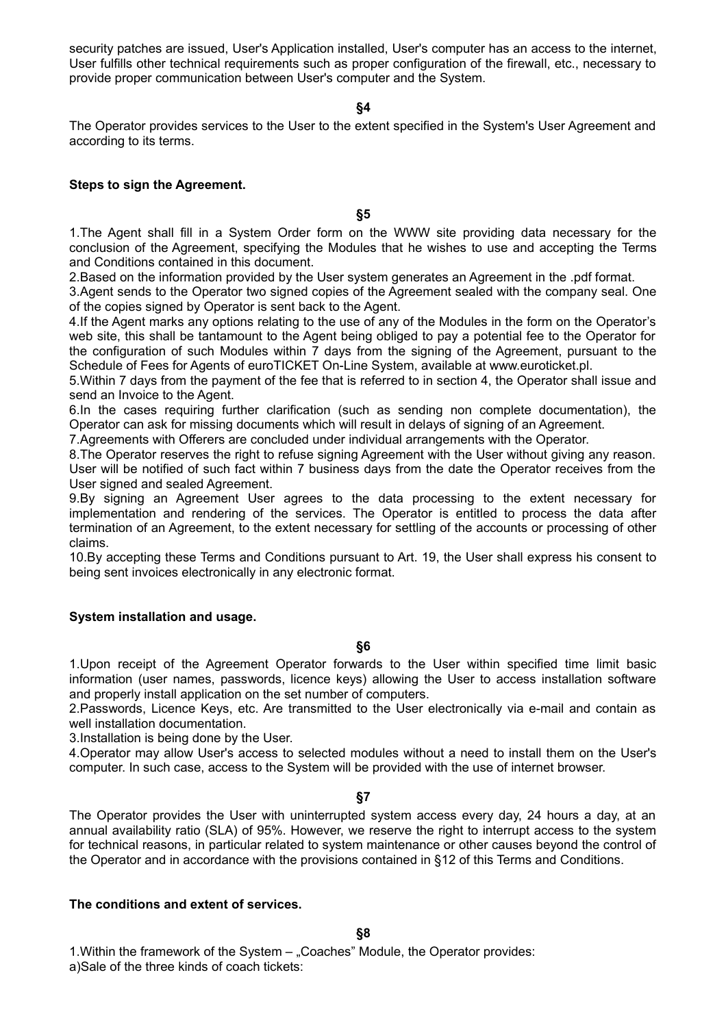security patches are issued, User's Application installed, User's computer has an access to the internet, User fulfills other technical requirements such as proper configuration of the firewall, etc., necessary to provide proper communication between User's computer and the System.

**§4**

The Operator provides services to the User to the extent specified in the System's User Agreement and according to its terms.

**Steps to sign the Agreement.**

**§5**

1.The Agent shall fill in a System Order form on the WWW site providing data necessary for the conclusion of the Agreement, specifying the Modules that he wishes to use and accepting the Terms and Conditions contained in this document.

2.Based on the information provided by the User system generates an Agreement in the .pdf format.

3.Agent sends to the Operator two signed copies of the Agreement sealed with the company seal. One of the copies signed by Operator is sent back to the Agent.

4.If the Agent marks any options relating to the use of any of the Modules in the form on the Operator's web site, this shall be tantamount to the Agent being obliged to pay a potential fee to the Operator for the configuration of such Modules within 7 days from the signing of the Agreement, pursuant to the Schedule of Fees for Agents of euroTICKET On-Line System, available at www.euroticket.pl.

5.Within 7 days from the payment of the fee that is referred to in section 4, the Operator shall issue and send an Invoice to the Agent.

6.In the cases requiring further clarification (such as sending non complete documentation), the Operator can ask for missing documents which will result in delays of signing of an Agreement.

7.Agreements with Offerers are concluded under individual arrangements with the Operator.

8.The Operator reserves the right to refuse signing Agreement with the User without giving any reason. User will be notified of such fact within 7 business days from the date the Operator receives from the User signed and sealed Agreement.

9.By signing an Agreement User agrees to the data processing to the extent necessary for implementation and rendering of the services. The Operator is entitled to process the data after termination of an Agreement, to the extent necessary for settling of the accounts or processing of other claims.

10.By accepting these Terms and Conditions pursuant to Art. 19, the User shall express his consent to being sent invoices electronically in any electronic format.

**System installation and usage.**

**§6**

1.Upon receipt of the Agreement Operator forwards to the User within specified time limit basic information (user names, passwords, licence keys) allowing the User to access installation software and properly install application on the set number of computers.

2.Passwords, Licence Keys, etc. Are transmitted to the User electronically via e-mail and contain as well installation documentation.

3.Installation is being done by the User.

4.Operator may allow User's access to selected modules without a need to install them on the User's computer. In such case, access to the System will be provided with the use of internet browser.

**§7**

The Operator provides the User with uninterrupted system access every day, 24 hours a day, at an annual availability ratio (SLA) of 95%. However, we reserve the right to interrupt access to the system for technical reasons, in particular related to system maintenance or other causes beyond the control of the Operator and in accordance with the provisions contained in §12 of this Terms and Conditions.

**The conditions and extent of services.**

**§8**

1.Within the framework of the System – „Coaches" Module, the Operator provides:

a)Sale of the three kinds of coach tickets: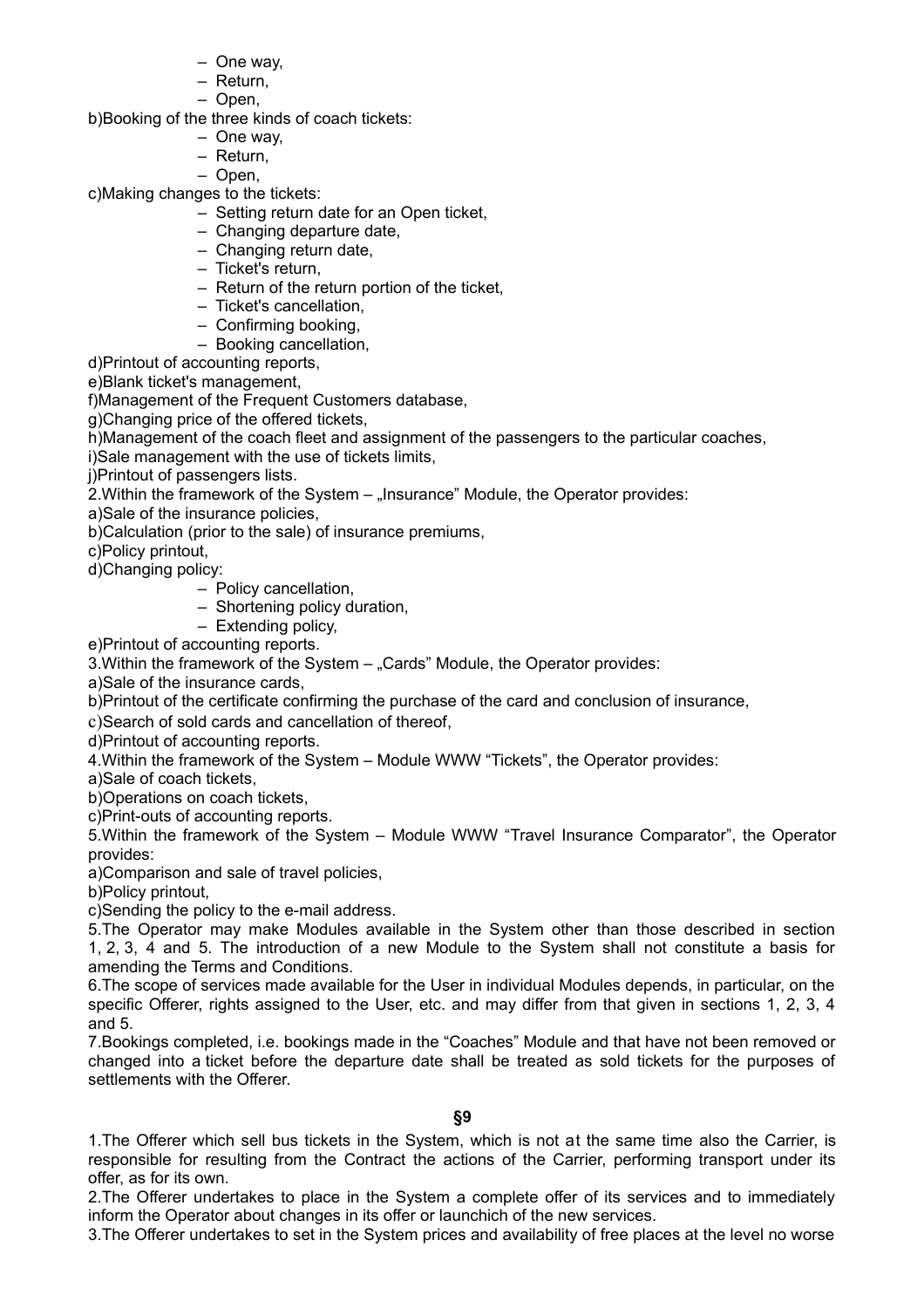- One way,
- Return,
- Open,

b)Booking of the three kinds of coach tickets:

- One way,
- Return,
- Open,

c)Making changes to the tickets:

- Setting return date for an Open ticket,
- Changing departure date,
- Changing return date,
- Ticket's return,
- Return of the return portion of the ticket,
- Ticket's cancellation,
- Confirming booking,
- Booking cancellation,

d)Printout of accounting reports,

e)Blank ticket's management,

f)Management of the Frequent Customers database,

g)Changing price of the offered tickets,

h)Management of the coach fleet and assignment of the passengers to the particular coaches,

i)Sale management with the use of tickets limits,

j)Printout of passengers lists.

2.Within the framework of the System – „Insurance" Module, the Operator provides:

a)Sale of the insurance policies,

b)Calculation (prior to the sale) of insurance premiums,

c)Policy printout,

d)Changing policy:

- Policy cancellation,
- Shortening policy duration,
- Extending policy,

e)Printout of accounting reports.

3.Within the framework of the System – „Cards" Module, the Operator provides:

a)Sale of the insurance cards,

b)Printout of the certificate confirming the purchase of the card and conclusion of insurance,

c)Search of sold cards and cancellation of thereof,

d)Printout of accounting reports.

4.Within the framework of the System – Module WWW "Tickets", the Operator provides:

a)Sale of coach tickets,

b)Operations on coach tickets,

c)Print-outs of accounting reports.

5.Within the framework of the System – Module WWW "Travel Insurance Comparator", the Operator provides:

a)Comparison and sale of travel policies,

b)Policy printout,

c)Sending the policy to the e-mail address.

5.The Operator may make Modules available in the System other than those described in section 1, 2, 3, 4 and 5. The introduction of a new Module to the System shall not constitute a basis for amending the Terms and Conditions.

6.The scope of services made available for the User in individual Modules depends, in particular, on the specific Offerer, rights assigned to the User, etc. and may differ from that given in sections 1, 2, 3, 4 and 5.

7.Bookings completed, i.e. bookings made in the "Coaches" Module and that have not been removed or changed into a ticket before the departure date shall be treated as sold tickets for the purposes of settlements with the Offerer.

## §9

1.The Offerer which sell bus tickets in the System, which is not at the same time also the Carrier, is responsible for resulting from the Contract the actions of the Carrier, performing transport under its offer, as for its own.

2.The Offerer undertakes to place in the System a complete offer of its services and to immediately inform the Operator about changes in its offer or launchich of the new services.

3.The Offerer undertakes to set in the System prices and availability of free places at the level no worse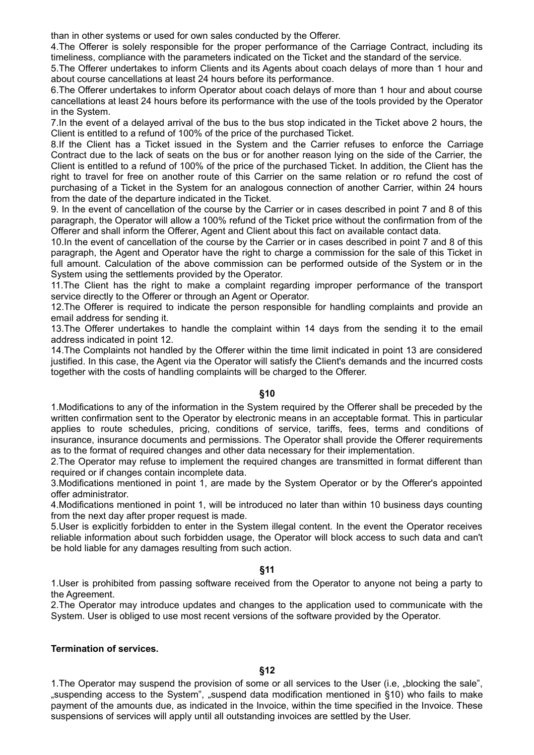than in other systems or used for own sales conducted by the Offerer.

4.The Offerer is solely responsible for the proper performance of the Carriage Contract, including its timeliness, compliance with the parameters indicated on the Ticket and the standard of the service.

5.The Offerer undertakes to inform Clients and its Agents about coach delays of more than 1 hour and about course cancellations at least 24 hours before its performance.

6.The Offerer undertakes to inform Operator about coach delays of more than 1 hour and about course cancellations at least 24 hours before its performance with the use of the tools provided by the Operator in the System.

7.In the event of a delayed arrival of the bus to the bus stop indicated in the Ticket above 2 hours, the Client is entitled to a refund of 100% of the price of the purchased Ticket.

8.If the Client has a Ticket issued in the System and the Carrier refuses to enforce the Carriage Contract due to the lack of seats on the bus or for another reason lying on the side of the Carrier, the Client is entitled to a refund of 100% of the price of the purchased Ticket. In addition, the Client has the right to travel for free on another route of this Carrier on the same relation or ro refund the cost of purchasing of a Ticket in the System for an analogous connection of another Carrier, within 24 hours from the date of the departure indicated in the Ticket.

9. In the event of cancellation of the course by the Carrier or in cases described in point 7 and 8 of this paragraph, the Operator will allow a 100% refund of the Ticket price without the confirmation from of the Offerer and shall inform the Offerer, Agent and Client about this fact on available contact data.

10.In the event of cancellation of the course by the Carrier or in cases described in point 7 and 8 of this paragraph, the Agent and Operator have the right to charge a commission for the sale of this Ticket in full amount. Calculation of the above commission can be performed outside of the System or in the System using the settlements provided by the Operator.

11.The Client has the right to make a complaint regarding improper performance of the transport service directly to the Offerer or through an Agent or Operator.

12.The Offerer is required to indicate the person responsible for handling complaints and provide an email address for sending it.

13.The Offerer undertakes to handle the complaint within 14 days from the sending it to the email address indicated in point 12.

14.The Complaints not handled by the Offerer within the time limit indicated in point 13 are considered justified. In this case, the Agent via the Operator will satisfy the Client's demands and the incurred costs together with the costs of handling complaints will be charged to the Offerer.

**§10**

1.Modifications to any of the information in the System required by the Offerer shall be preceded by the written confirmation sent to the Operator by electronic means in an acceptable format. This in particular applies to route schedules, pricing, conditions of service, tariffs, fees, terms and conditions of insurance, insurance documents and permissions. The Operator shall provide the Offerer requirements as to the format of required changes and other data necessary for their implementation.

2.The Operator may refuse to implement the required changes are transmitted in format different than required or if changes contain incomplete data.

3.Modifications mentioned in point 1, are made by the System Operator or by the Offerer's appointed offer administrator.

4.Modifications mentioned in point 1, will be introduced no later than within 10 business days counting from the next day after proper request is made.

5.User is explicitly forbidden to enter in the System illegal content. In the event the Operator receives reliable information about such forbidden usage, the Operator will block access to such data and can't be hold liable for any damages resulting from such action.

**§11**

1.User is prohibited from passing software received from the Operator to anyone not being a party to the Agreement.

2.The Operator may introduce updates and changes to the application used to communicate with the System. User is obliged to use most recent versions of the software provided by the Operator.

**Termination of services.**

**§12**

1.The Operator may suspend the provision of some or all services to the User (i.e, „blocking the sale", „suspending access to the System", „suspend data modification mentioned in §10) who fails to make payment of the amounts due, as indicated in the Invoice, within the time specified in the Invoice. These suspensions of services will apply until all outstanding invoices are settled by the User.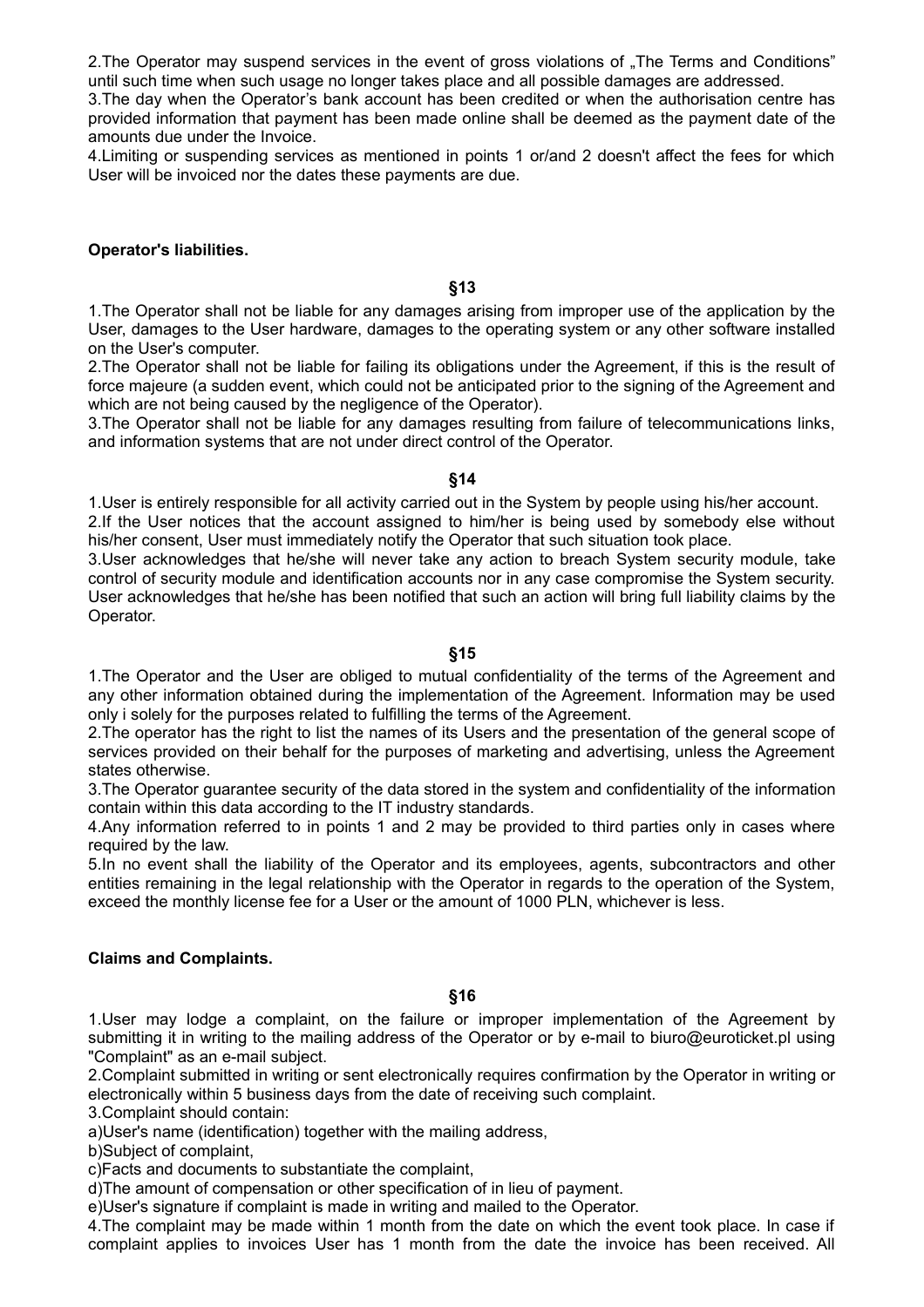2.The Operator may suspend services in the event of gross violations of „The Terms and Conditions" until such time when such usage no longer takes place and all possible damages are addressed.

3.The day when the Operator's bank account has been credited or when the authorisation centre has provided information that payment has been made online shall be deemed as the payment date of the amounts due under the Invoice.

4.Limiting or suspending services as mentioned in points 1 or/and 2 doesn't affect the fees for which User will be invoiced nor the dates these payments are due.

**Operator's liabilities.**

**§13**

1.The Operator shall not be liable for any damages arising from improper use of the application by the User, damages to the User hardware, damages to the operating system or any other software installed on the User's computer.

2.The Operator shall not be liable for failing its obligations under the Agreement, if this is the result of force majeure (a sudden event, which could not be anticipated prior to the signing of the Agreement and which are not being caused by the negligence of the Operator).

3.The Operator shall not be liable for any damages resulting from failure of telecommunications links, and information systems that are not under direct control of the Operator.

**§14**

1.User is entirely responsible for all activity carried out in the System by people using his/her account.

2.If the User notices that the account assigned to him/her is being used by somebody else without his/her consent, User must immediately notify the Operator that such situation took place.

3.User acknowledges that he/she will never take any action to breach System security module, take control of security module and identification accounts nor in any case compromise the System security. User acknowledges that he/she has been notified that such an action will bring full liability claims by the Operator.

**§15**

1.The Operator and the User are obliged to mutual confidentiality of the terms of the Agreement and any other information obtained during the implementation of the Agreement. Information may be used only i solely for the purposes related to fulfilling the terms of the Agreement.

2.The operator has the right to list the names of its Users and the presentation of the general scope of services provided on their behalf for the purposes of marketing and advertising, unless the Agreement states otherwise.

3.The Operator guarantee security of the data stored in the system and confidentiality of the information contain within this data according to the IT industry standards.

4.Any information referred to in points 1 and 2 may be provided to third parties only in cases where required by the law.

5.In no event shall the liability of the Operator and its employees, agents, subcontractors and other entities remaining in the legal relationship with the Operator in regards to the operation of the System, exceed the monthly license fee for a User or the amount of 1000 PLN, whichever is less.

**Claims and Complaints.**

**§16**

1.User may lodge a complaint, on the failure or improper implementation of the Agreement by submitting it in writing to the mailing address of the Operator or by e-mail to biuro@euroticket.pl using "Complaint" as an e-mail subject.

2.Complaint submitted in writing or sent electronically requires confirmation by the Operator in writing or electronically within 5 business days from the date of receiving such complaint.

3.Complaint should contain:

a)User's name (identification) together with the mailing address,

b)Subject of complaint,

c)Facts and documents to substantiate the complaint,

d)The amount of compensation or other specification of in lieu of payment.

e)User's signature if complaint is made in writing and mailed to the Operator.

4.The complaint may be made within 1 month from the date on which the event took place. In case if complaint applies to invoices User has 1 month from the date the invoice has been received. All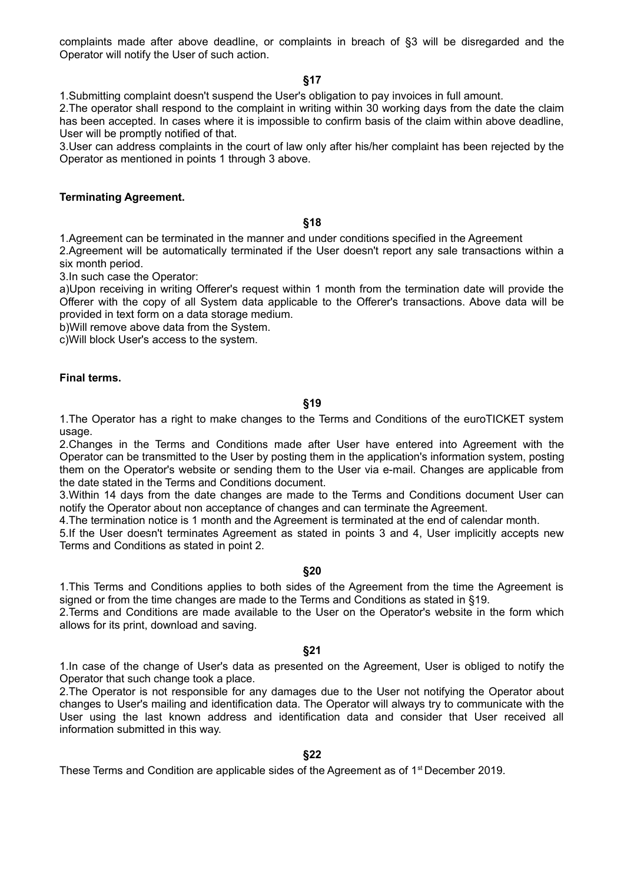complaints made after above deadline, or complaints in breach of §3 will be disregarded and the Operator will notify the User of such action.

### §17

1.Submitting complaint doesn't suspend the User's obligation to pay invoices in full amount.
2.The operator shall respond to the complaint in writing within 30 working days from the date the claim has been accepted. In cases where it is impossible to confirm basis of the claim within above deadline, User will be promptly notified of that.
3.User can address complaints in the court of law only after his/her complaint has been rejected by the Operator as mentioned in points 1 through 3 above.

**Terminating Agreement.**

### §18

1.Agreement can be terminated in the manner and under conditions specified in the Agreement
2.Agreement will be automatically terminated if the User doesn't report any sale transactions within a six month period.
3.In such case the Operator:
a)Upon receiving in writing Offerer's request within 1 month from the termination date will provide the Offerer with the copy of all System data applicable to the Offerer's transactions. Above data will be provided in text form on a data storage medium.
b)Will remove above data from the System.
c)Will block User's access to the system.

**Final terms.**

### §19

1.The Operator has a right to make changes to the Terms and Conditions of the euroTICKET system usage.
2.Changes in the Terms and Conditions made after User have entered into Agreement with the Operator can be transmitted to the User by posting them in the application's information system, posting them on the Operator's website or sending them to the User via e-mail. Changes are applicable from the date stated in the Terms and Conditions document.
3.Within 14 days from the date changes are made to the Terms and Conditions document User can notify the Operator about non acceptance of changes and can terminate the Agreement.
4.The termination notice is 1 month and the Agreement is terminated at the end of calendar month.
5.If the User doesn't terminates Agreement as stated in points 3 and 4, User implicitly accepts new Terms and Conditions as stated in point 2.

### §20

1.This Terms and Conditions applies to both sides of the Agreement from the time the Agreement is signed or from the time changes are made to the Terms and Conditions as stated in §19.
2.Terms and Conditions are made available to the User on the Operator's website in the form which allows for its print, download and saving.

### §21

1.In case of the change of User's data as presented on the Agreement, User is obliged to notify the Operator that such change took a place.
2.The Operator is not responsible for any damages due to the User not notifying the Operator about changes to User's mailing and identification data. The Operator will always try to communicate with the User using the last known address and identification data and consider that User received all information submitted in this way.

### §22

These Terms and Condition are applicable sides of the Agreement as of 1st December 2019.